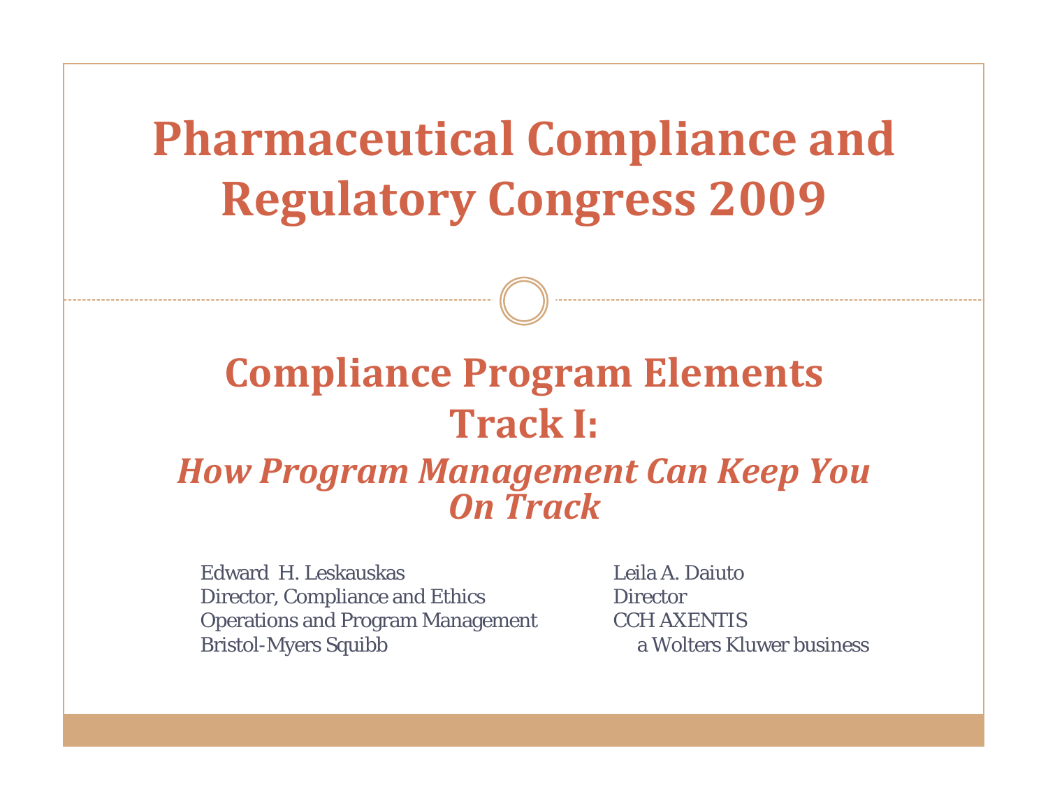# Pharmaceutical Compliance and Regulatory Congress 2009

## Compliance Program Elements Track I:

### *How Program Management Can Keep You On Track*

Edward H. Leskauskas
Director, Compliance and Ethics
Operations and Program Management
Bristol-Myers Squibb

Leila A. Daiuto
Director
CCH AXENTIS
a Wolters Kluwer business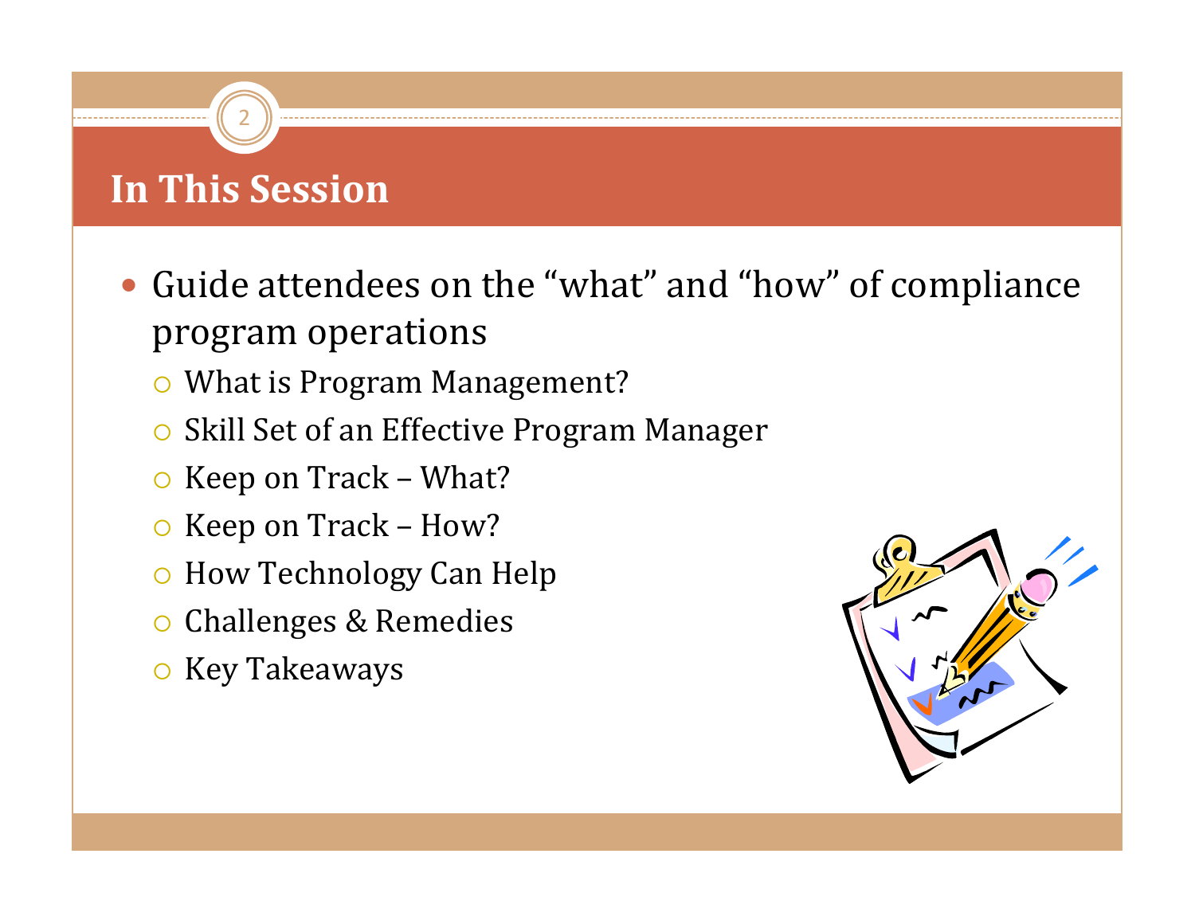# In This Session

- Guide attendees on the "what" and "how" of compliance program operations
  - What is Program Management?
  - Skill Set of an Effective Program Manager
  - Keep on Track – What?
  - Keep on Track – How?
  - How Technology Can Help
  - Challenges & Remedies
  - Key Takeaways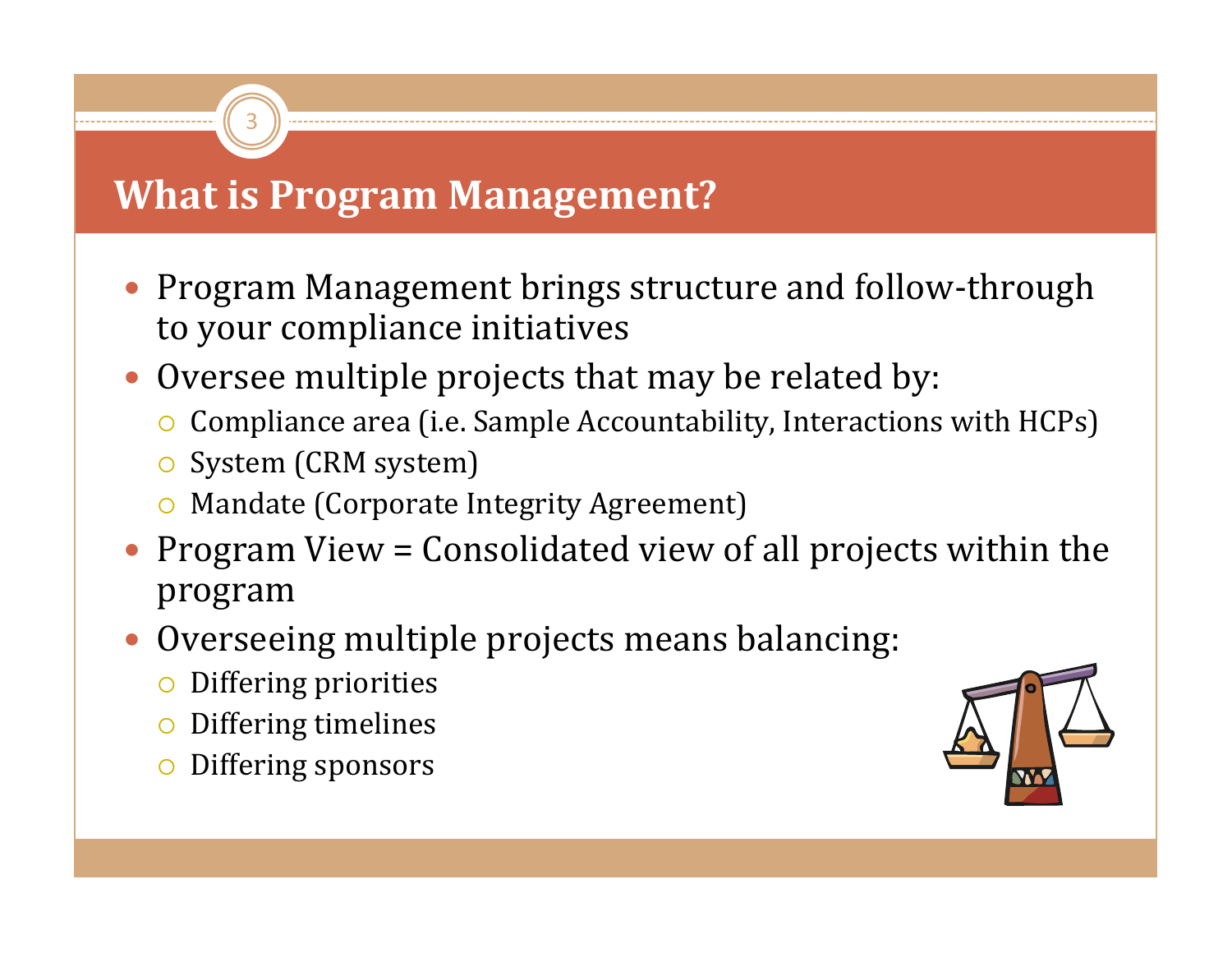# What is Program Management?

- Program Management brings structure and follow-through to your compliance initiatives
- Oversee multiple projects that may be related by:
  - Compliance area (i.e. Sample Accountability, Interactions with HCPs)
  - System (CRM system)
  - Mandate (Corporate Integrity Agreement)
- Program View = Consolidated view of all projects within the program
- Overseeing multiple projects means balancing:
  - Differing priorities
  - Differing timelines
  - Differing sponsors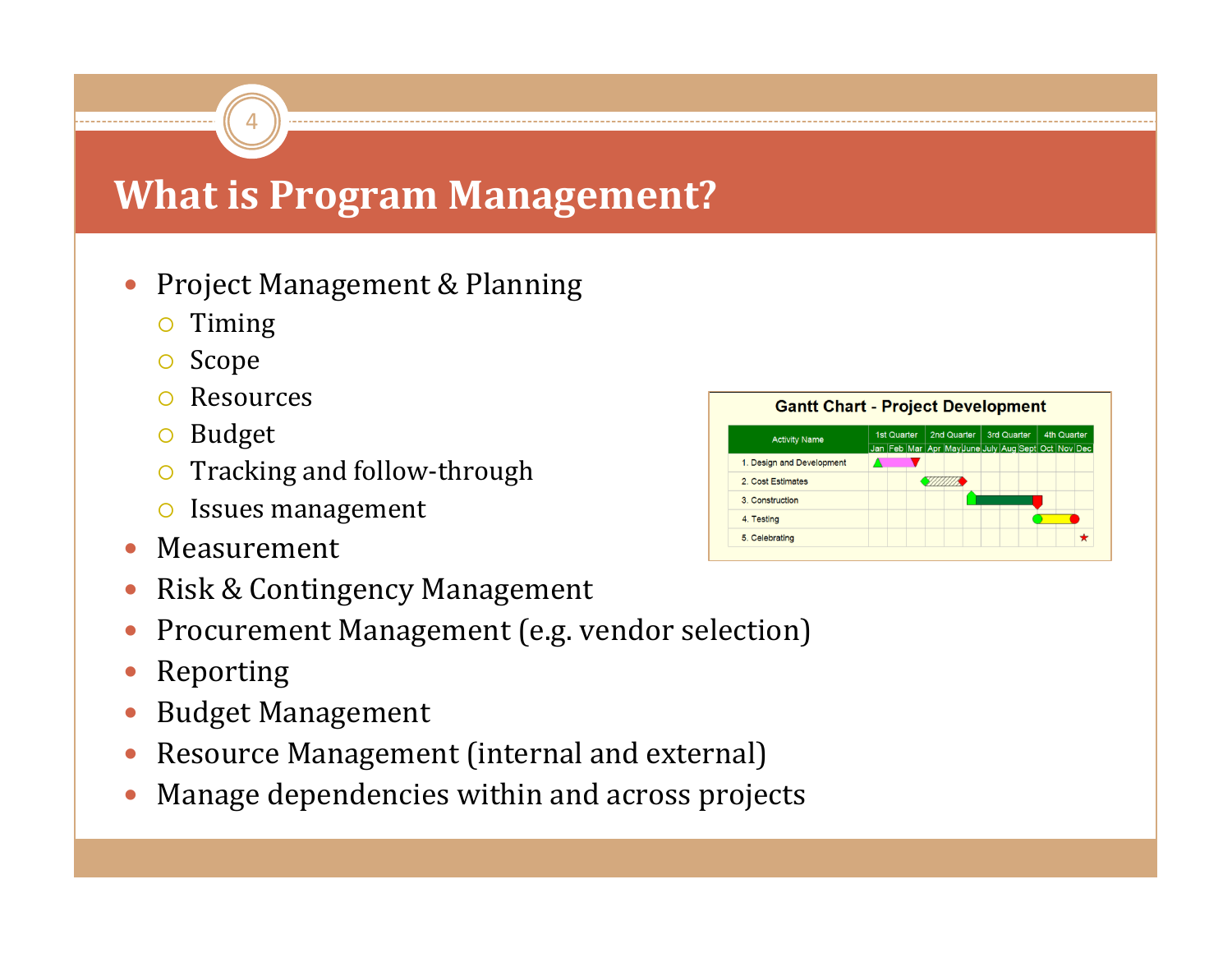# What is Program Management?

- Project Management & Planning
  - Timing
  - Scope
  - Resources
  - Budget
  - Tracking and follow-through
  - Issues management
- Measurement
- Risk & Contingency Management
- Procurement Management (e.g. vendor selection)
- Reporting
- Budget Management
- Resource Management (internal and external)
- Manage dependencies within and across projects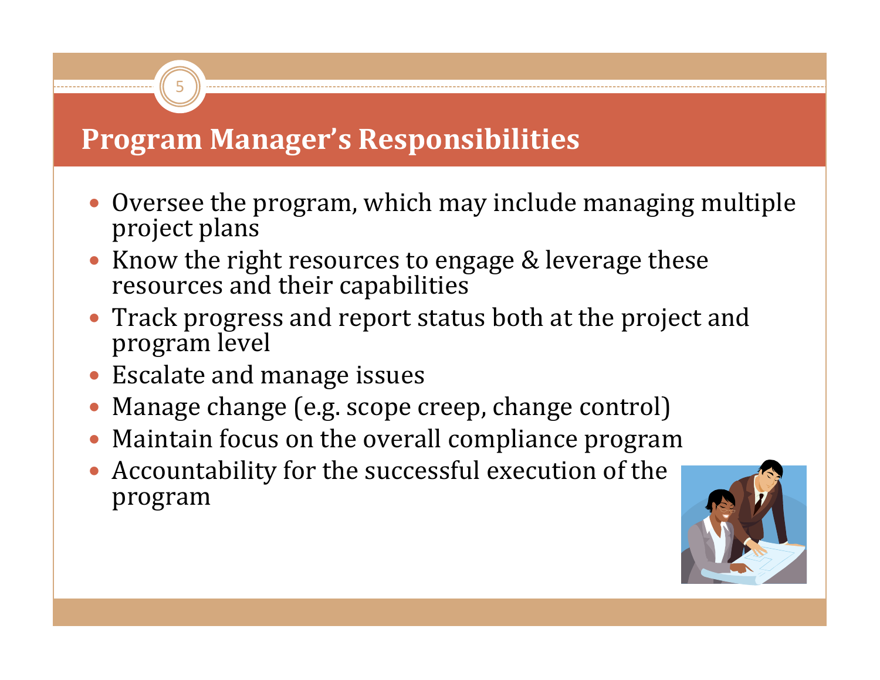## Program Manager's Responsibilities

- Oversee the program, which may include managing multiple project plans
- Know the right resources to engage & leverage these resources and their capabilities
- Track progress and report status both at the project and program level
- Escalate and manage issues
- Manage change (e.g. scope creep, change control)
- Maintain focus on the overall compliance program
- Accountability for the successful execution of the program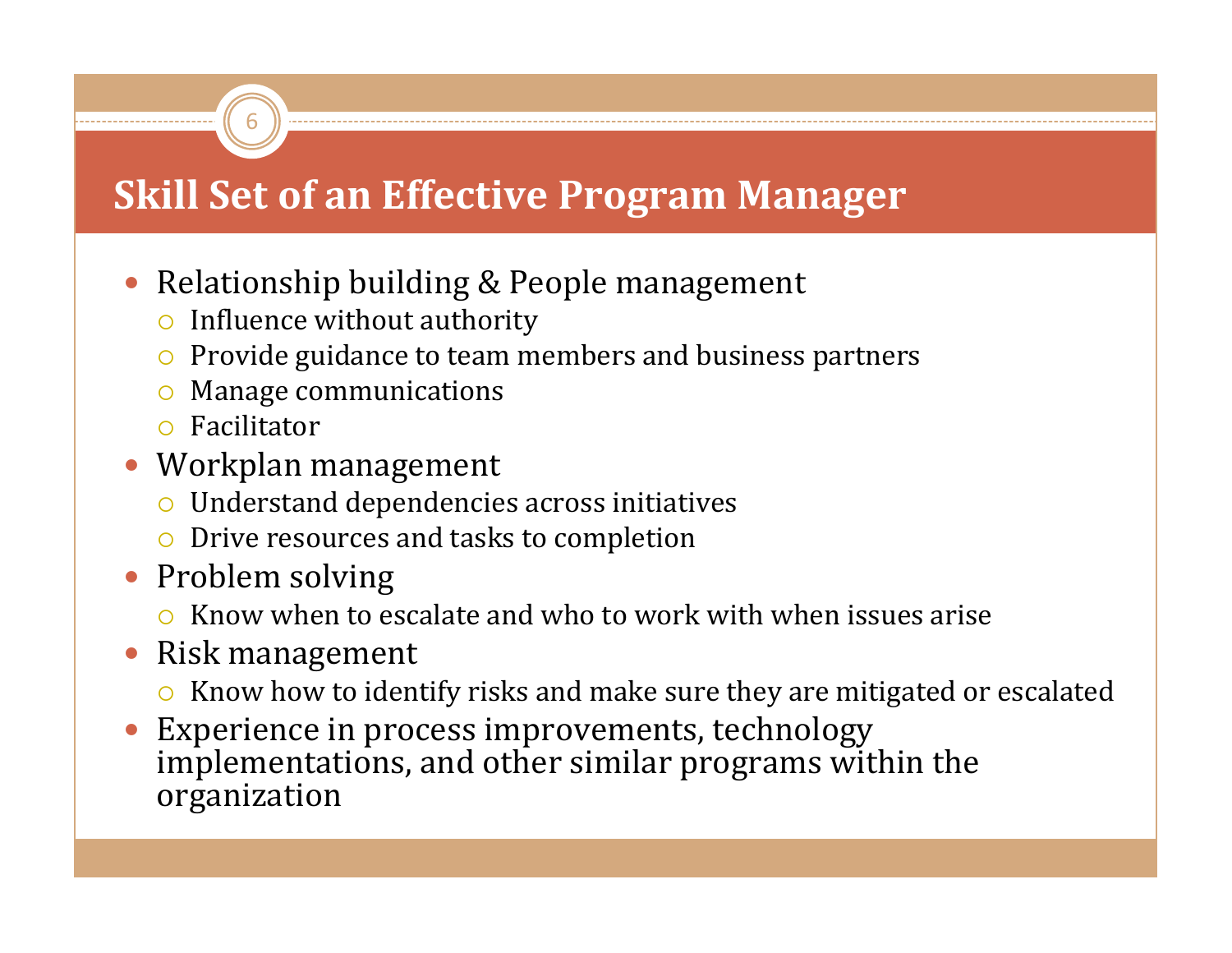# Skill Set of an Effective Program Manager

- Relationship building & People management
  - Influence without authority
  - Provide guidance to team members and business partners
  - Manage communications
  - Facilitator
- Workplan management
  - Understand dependencies across initiatives
  - Drive resources and tasks to completion
- Problem solving
  - Know when to escalate and who to work with when issues arise
- Risk management
  - Know how to identify risks and make sure they are mitigated or escalated
- Experience in process improvements, technology implementations, and other similar programs within the organization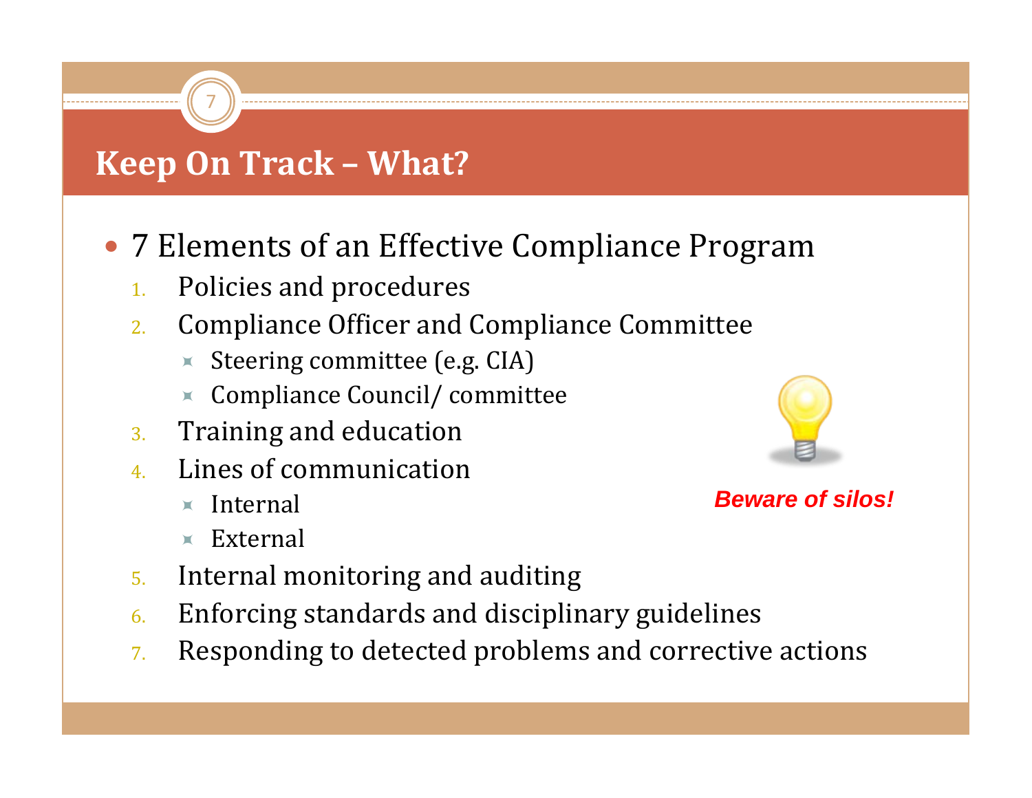## Keep On Track – What?

- 7 Elements of an Effective Compliance Program
  1. Policies and procedures
  2. Compliance Officer and Compliance Committee
     - Steering committee (e.g. CIA)
     - Compliance Council/ committee
  3. Training and education
  4. Lines of communication
     - Internal
     - External
  5. Internal monitoring and auditing
  6. Enforcing standards and disciplinary guidelines
  7. Responding to detected problems and corrective actions

***Beware of silos!***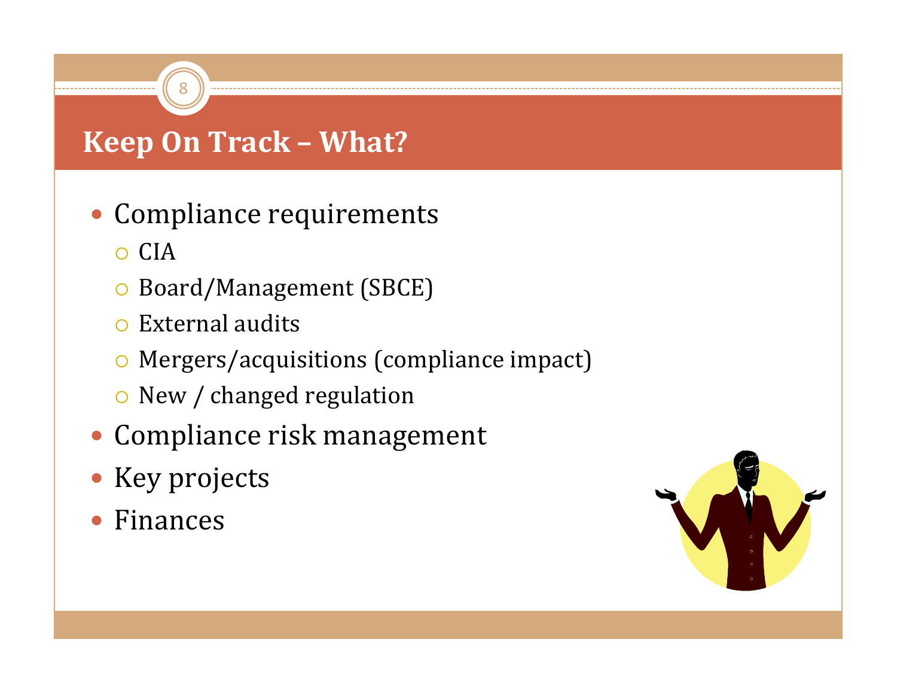## Keep On Track – What?

- Compliance requirements
  - CIA
  - Board/Management (SBCE)
  - External audits
  - Mergers/acquisitions (compliance impact)
  - New / changed regulation
- Compliance risk management
- Key projects
- Finances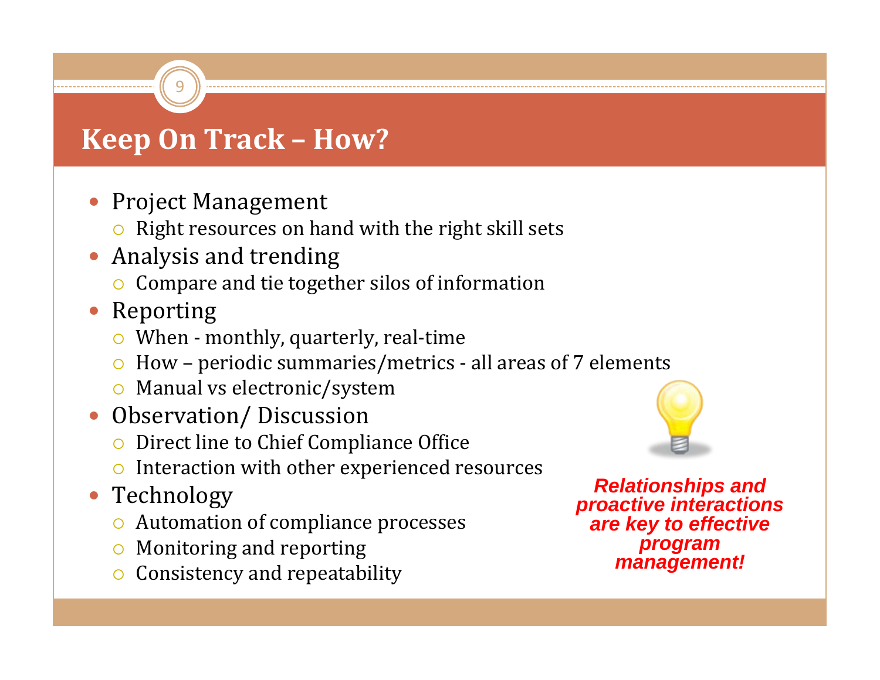# Keep On Track – How?

- Project Management
  - Right resources on hand with the right skill sets
- Analysis and trending
  - Compare and tie together silos of information
- Reporting
  - When - monthly, quarterly, real-time
  - How – periodic summaries/metrics - all areas of 7 elements
  - Manual vs electronic/system
- Observation/ Discussion
  - Direct line to Chief Compliance Office
  - Interaction with other experienced resources
- Technology
  - Automation of compliance processes
  - Monitoring and reporting
  - Consistency and repeatability

***Relationships and proactive interactions are key to effective program management!***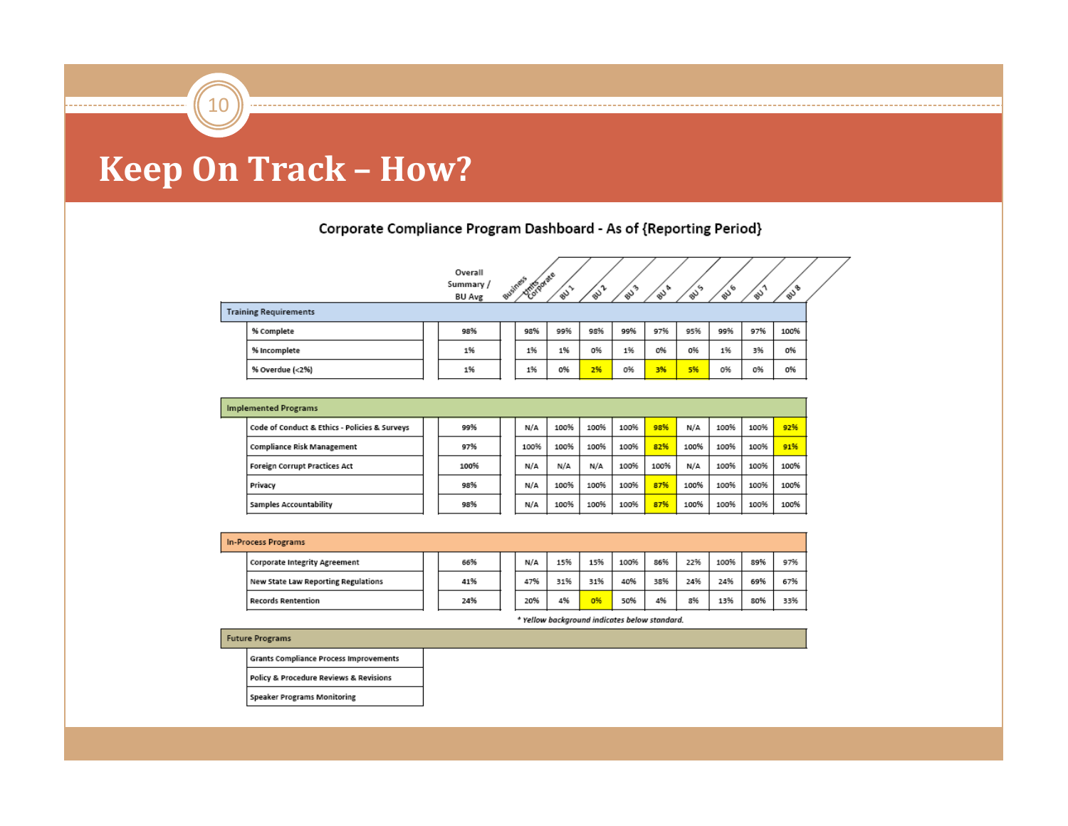# Keep On Track – How?

**Corporate Compliance Program Dashboard - As of {Reporting Period}**

| | Overall Summary / BU Avg | Business Units Corporate | BU 1 | BU 2 | BU 3 | BU 4 | BU 5 | BU 6 | BU 7 | BU 8 |
|---|---|---|---|---|---|---|---|---|---|---|
| **Training Requirements** | | | | | | | | | | |
| % Complete | 98% | 98% | 99% | 98% | 99% | 97% | 95% | 99% | 97% | 100% |
| % Incomplete | 1% | 1% | 1% | 0% | 1% | 0% | 0% | 1% | 3% | 0% |
| % Overdue (<2%) | 1% | 1% | 0% | 2% | 0% | 3% | 5% | 0% | 0% | 0% |
| **Implemented Programs** | | | | | | | | | | |
| Code of Conduct & Ethics - Policies & Surveys | 99% | N/A | 100% | 100% | 100% | 98% | N/A | 100% | 100% | 92% |
| Compliance Risk Management | 97% | 100% | 100% | 100% | 100% | 82% | 100% | 100% | 100% | 91% |
| Foreign Corrupt Practices Act | 100% | N/A | N/A | N/A | 100% | 100% | N/A | 100% | 100% | 100% |
| Privacy | 98% | N/A | 100% | 100% | 100% | 87% | 100% | 100% | 100% | 100% |
| Samples Accountability | 98% | N/A | 100% | 100% | 100% | 87% | 100% | 100% | 100% | 100% |
| **In-Process Programs** | | | | | | | | | | |
| Corporate Integrity Agreement | 66% | N/A | 15% | 15% | 100% | 86% | 22% | 100% | 89% | 97% |
| New State Law Reporting Regulations | 41% | 47% | 31% | 31% | 40% | 38% | 24% | 24% | 69% | 67% |
| Records Rentention | 24% | 20% | 4% | 0% | 50% | 4% | 8% | 13% | 80% | 33% |
| **Future Programs** | | | | | | | | | | |
| Grants Compliance Process Improvements | | | | | | | | | | |
| Policy & Procedure Reviews & Revisions | | | | | | | | | | |
| Speaker Programs Monitoring | | | | | | | | | | |

*\* Yellow background indicates below standard.*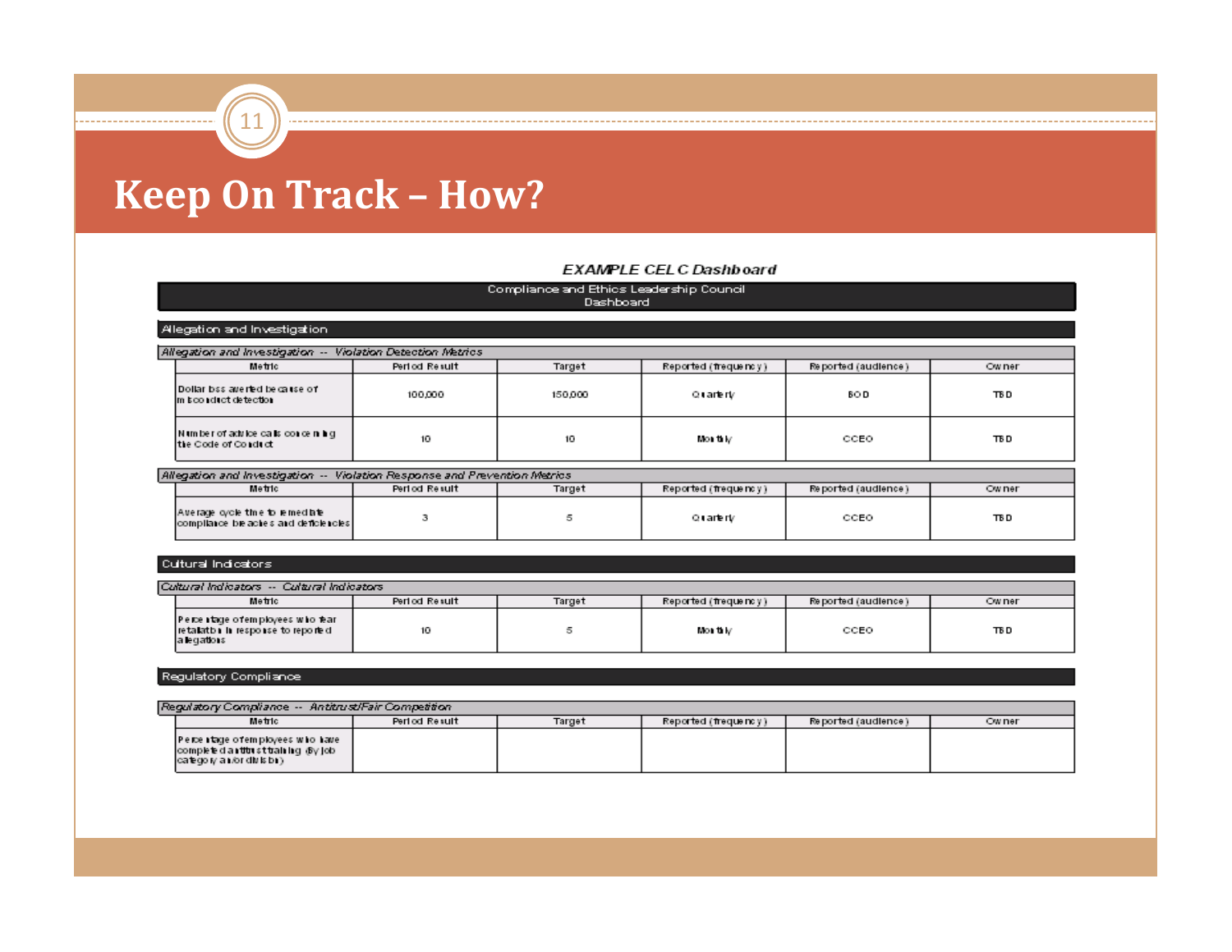# Keep On Track – How?

*EXAMPLE CELC Dashboard*

**Compliance and Ethics Leadership Council Dashboard**

## Allegation and Investigation

*Allegation and Investigation -- Violation Detection Metrics*

| Metric | Period Result | Target | Reported (frequency) | Reported (audience) | Owner |
|---|---|---|---|---|---|
| Dollar loss averted because of misconduct detection | 100,000 | 150,000 | Quarterly | BOD | TBD |
| Number of advice calls concerning the Code of Conduct | 10 | 10 | Monthly | CCEO | TBD |

*Allegation and Investigation -- Violation Response and Prevention Metrics*

| Metric | Period Result | Target | Reported (frequency) | Reported (audience) | Owner |
|---|---|---|---|---|---|
| Average cycle time to remediate compliance breaches and deficiencies | 3 | 5 | Quarterly | CCEO | TBD |

## Cultural Indicators

*Cultural Indicators -- Cultural Indicators*

| Metric | Period Result | Target | Reported (frequency) | Reported (audience) | Owner |
|---|---|---|---|---|---|
| Percentage of employees who fear retaliation in response to reported allegations | 10 | 5 | Monthly | CCEO | TBD |

## Regulatory Compliance

*Regulatory Compliance -- Antitrust/Fair Competition*

| Metric | Period Result | Target | Reported (frequency) | Reported (audience) | Owner |
|---|---|---|---|---|---|
| Percentage of employees who have completed antitrust training (by job category and/or division) | | | | | |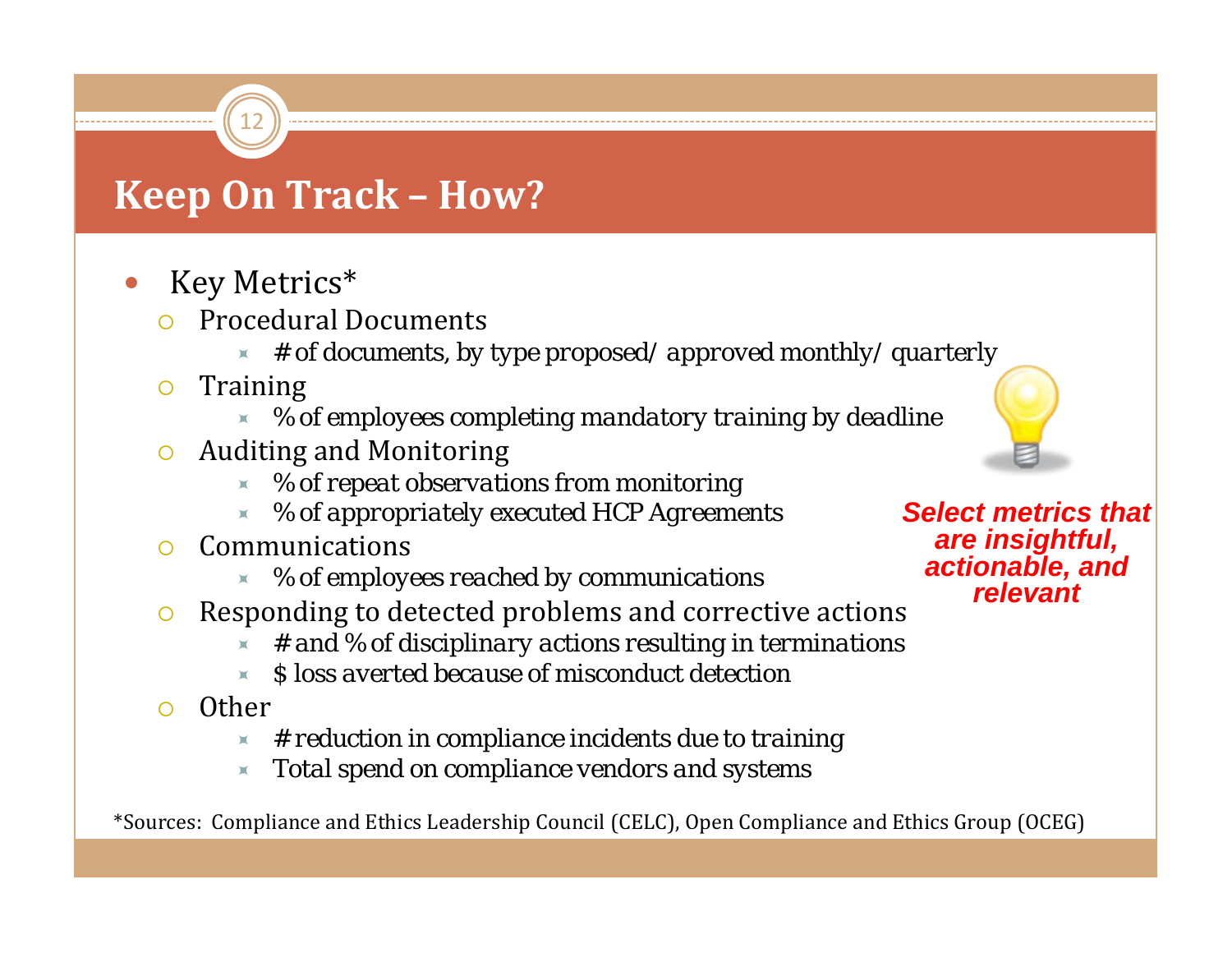# Keep On Track – How?

- Key Metrics*
  - Procedural Documents
    - # of documents, by type proposed/ approved monthly/ quarterly
  - Training
    - % of employees completing mandatory training by deadline
  - Auditing and Monitoring
    - % of repeat observations from monitoring
    - % of appropriately executed HCP Agreements
  - Communications
    - % of employees reached by communications
  - Responding to detected problems and corrective actions
    - # and % of disciplinary actions resulting in terminations
    - $ loss averted because of misconduct detection
  - Other
    - # reduction in compliance incidents due to training
    - Total spend on compliance vendors and systems

***Select metrics that are insightful, actionable, and relevant***

*Sources: Compliance and Ethics Leadership Council (CELC), Open Compliance and Ethics Group (OCEG)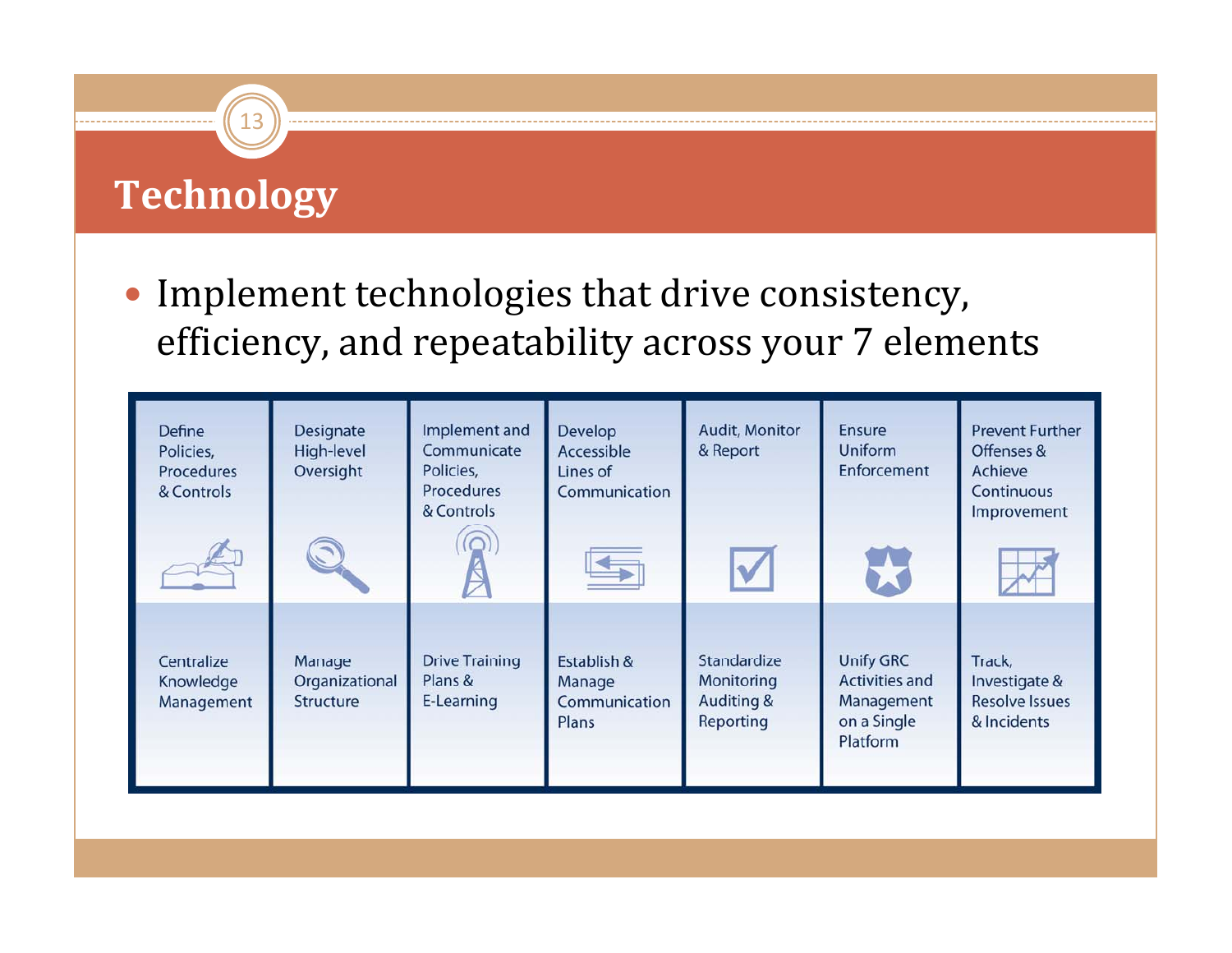# Technology

- Implement technologies that drive consistency, efficiency, and repeatability across your 7 elements

| Define Policies, Procedures & Controls | Designate High-level Oversight | Implement and Communicate Policies, Procedures & Controls | Develop Accessible Lines of Communication | Audit, Monitor & Report | Ensure Uniform Enforcement | Prevent Further Offenses & Achieve Continuous Improvement |
|---|---|---|---|---|---|---|
| Centralize Knowledge Management | Manage Organizational Structure | Drive Training Plans & E-Learning | Establish & Manage Communication Plans | Standardize Monitoring Auditing & Reporting | Unify GRC Activities and Management on a Single Platform | Track, Investigate & Resolve Issues & Incidents |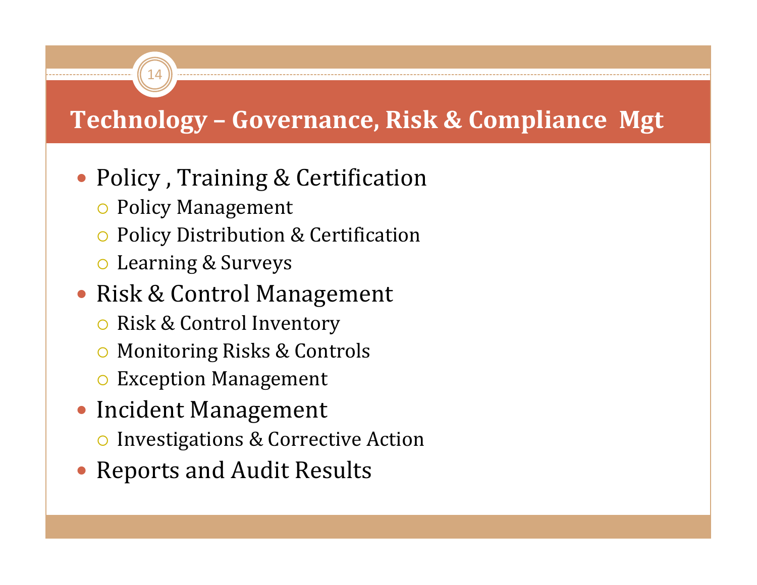# Technology – Governance, Risk & Compliance Mgt

- Policy , Training & Certification
  - Policy Management
  - Policy Distribution & Certification
  - Learning & Surveys
- Risk & Control Management
  - Risk & Control Inventory
  - Monitoring Risks & Controls
  - Exception Management
- Incident Management
  - Investigations & Corrective Action
- Reports and Audit Results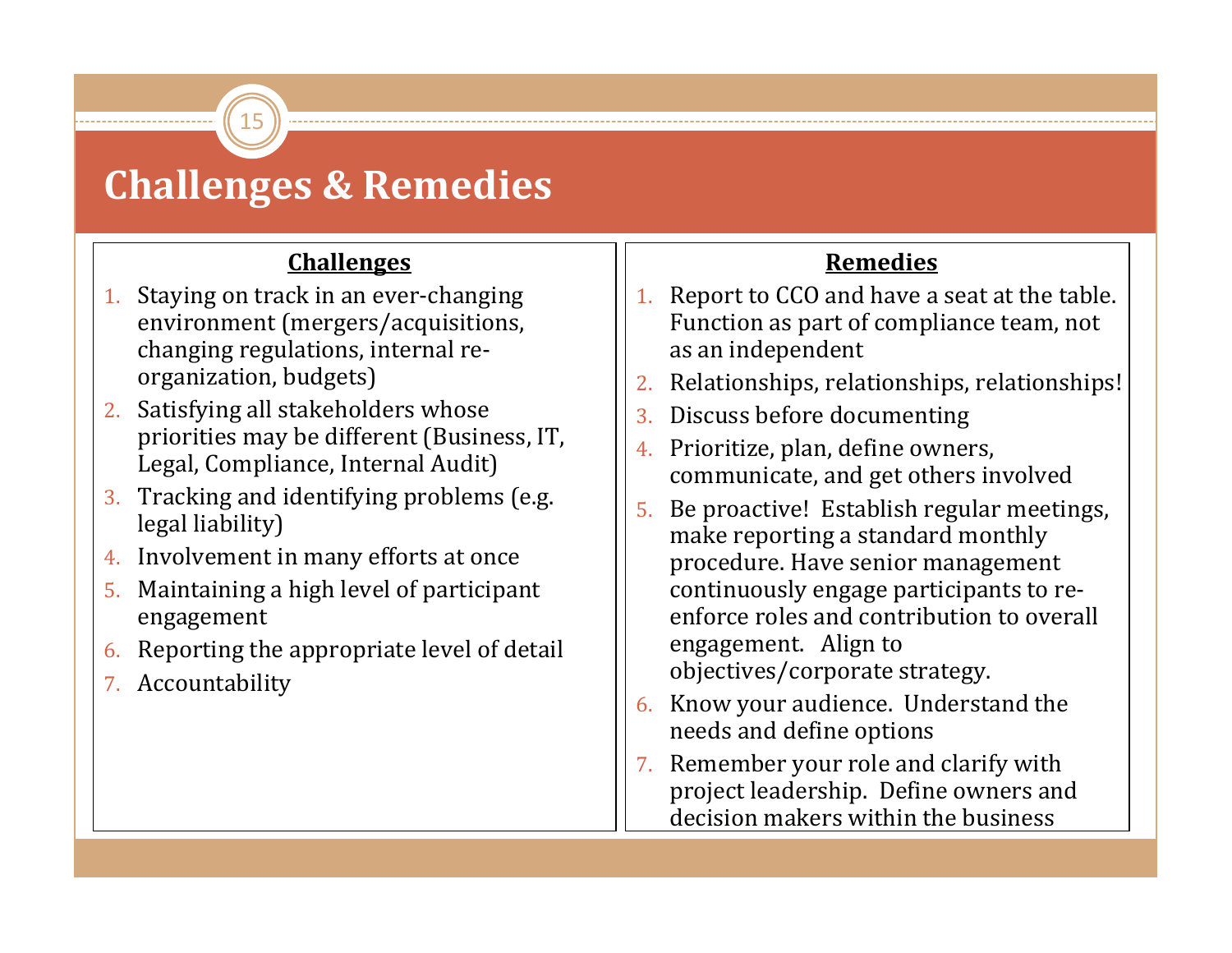# Challenges & Remedies

## Challenges

1. Staying on track in an ever-changing environment (mergers/acquisitions, changing regulations, internal re-organization, budgets)
2. Satisfying all stakeholders whose priorities may be different (Business, IT, Legal, Compliance, Internal Audit)
3. Tracking and identifying problems (e.g. legal liability)
4. Involvement in many efforts at once
5. Maintaining a high level of participant engagement
6. Reporting the appropriate level of detail
7. Accountability

## Remedies

1. Report to CCO and have a seat at the table. Function as part of compliance team, not as an independent
2. Relationships, relationships, relationships!
3. Discuss before documenting
4. Prioritize, plan, define owners, communicate, and get others involved
5. Be proactive! Establish regular meetings, make reporting a standard monthly procedure. Have senior management continuously engage participants to re-enforce roles and contribution to overall engagement. Align to objectives/corporate strategy.
6. Know your audience. Understand the needs and define options
7. Remember your role and clarify with project leadership. Define owners and decision makers within the business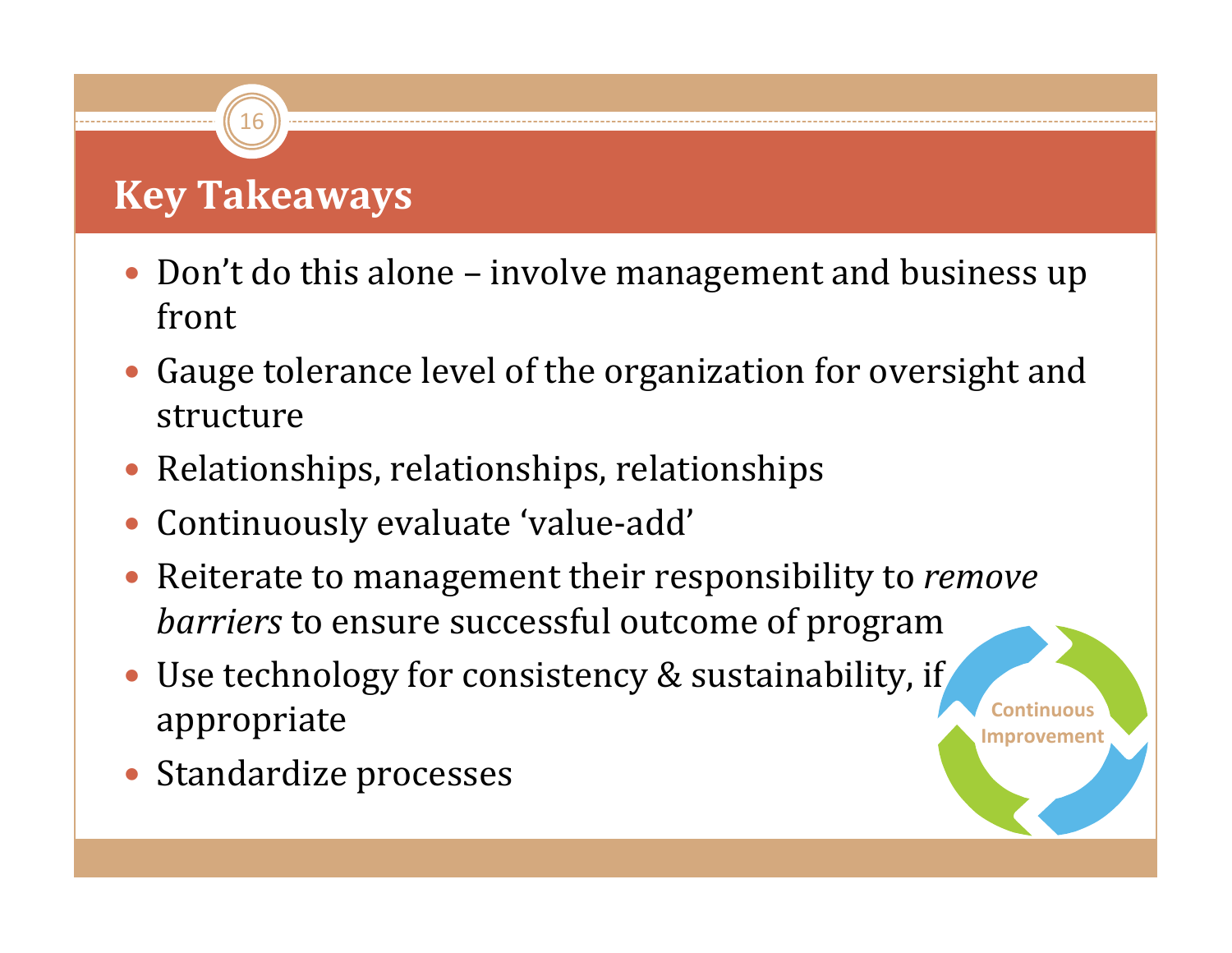## Key Takeaways

- Don’t do this alone – involve management and business up front
- Gauge tolerance level of the organization for oversight and structure
- Relationships, relationships, relationships
- Continuously evaluate ‘value-add’
- Reiterate to management their responsibility to *remove barriers* to ensure successful outcome of program
- Use technology for consistency & sustainability, if appropriate
- Standardize processes

Continuous Improvement